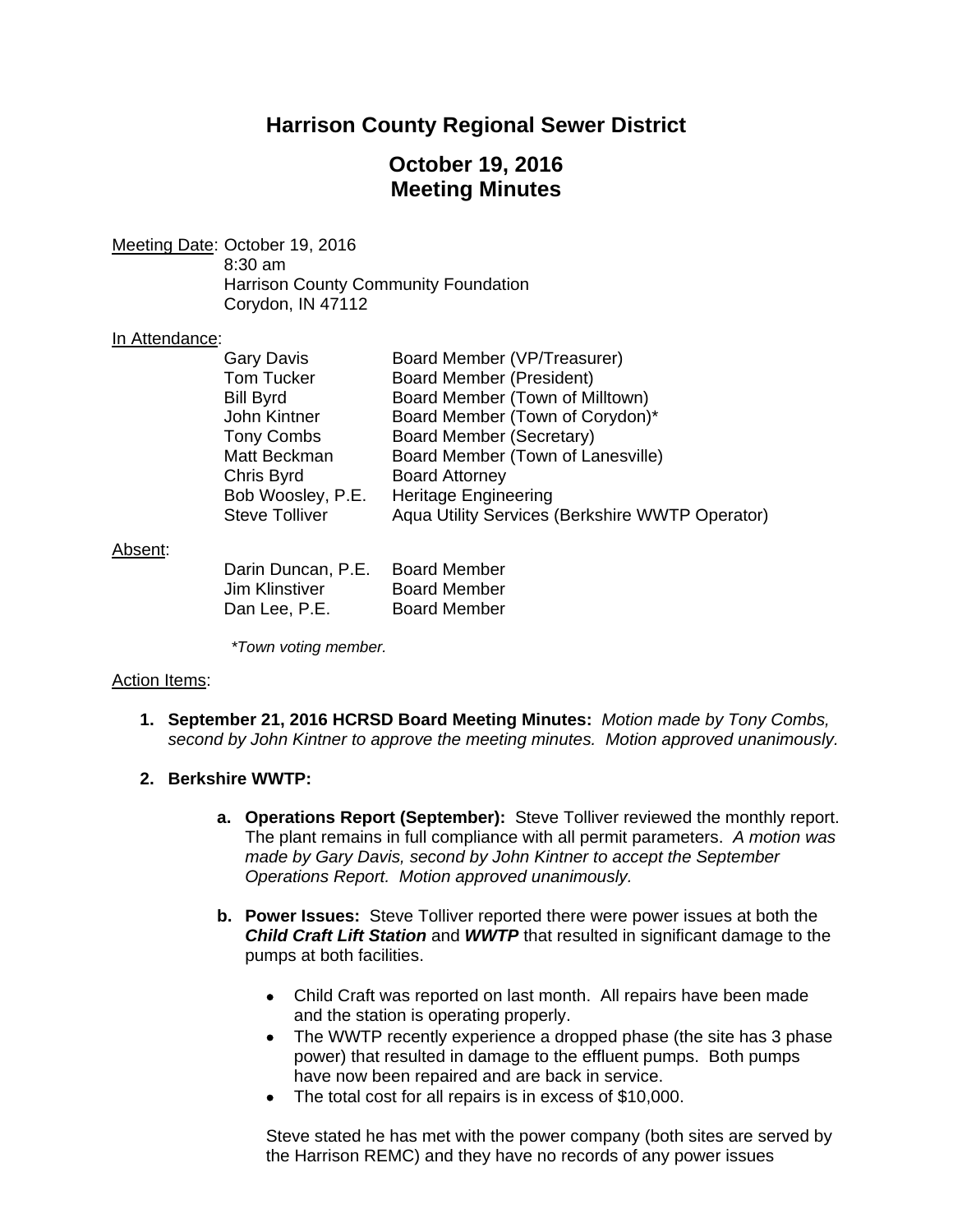# Harrison County Regional Sewer District

## October 19, 2016
## Meeting Minutes

Meeting Date: October 19, 2016
8:30 am
Harrison County Community Foundation
Corydon, IN 47112

In Attendance:

| | |
|---|---|
| Gary Davis | Board Member (VP/Treasurer) |
| Tom Tucker | Board Member (President) |
| Bill Byrd | Board Member (Town of Milltown) |
| John Kintner | Board Member (Town of Corydon)* |
| Tony Combs | Board Member (Secretary) |
| Matt Beckman | Board Member (Town of Lanesville) |
| Chris Byrd | Board Attorney |
| Bob Woosley, P.E. | Heritage Engineering |
| Steve Tolliver | Aqua Utility Services (Berkshire WWTP Operator) |

Absent:

| | |
|---|---|
| Darin Duncan, P.E. | Board Member |
| Jim Klinstiver | Board Member |
| Dan Lee, P.E. | Board Member |

*\*Town voting member.*

Action Items:

1. **September 21, 2016 HCRSD Board Meeting Minutes:** *Motion made by Tony Combs, second by John Kintner to approve the meeting minutes. Motion approved unanimously.*

2. **Berkshire WWTP:**

   a. **Operations Report (September):** Steve Tolliver reviewed the monthly report. The plant remains in full compliance with all permit parameters. *A motion was made by Gary Davis, second by John Kintner to accept the September Operations Report. Motion approved unanimously.*

   b. **Power Issues:** Steve Tolliver reported there were power issues at both the ***Child Craft Lift Station*** and ***WWTP*** that resulted in significant damage to the pumps at both facilities.

      - Child Craft was reported on last month. All repairs have been made and the station is operating properly.
      - The WWTP recently experience a dropped phase (the site has 3 phase power) that resulted in damage to the effluent pumps. Both pumps have now been repaired and are back in service.
      - The total cost for all repairs is in excess of $10,000.

      Steve stated he has met with the power company (both sites are served by the Harrison REMC) and they have no records of any power issues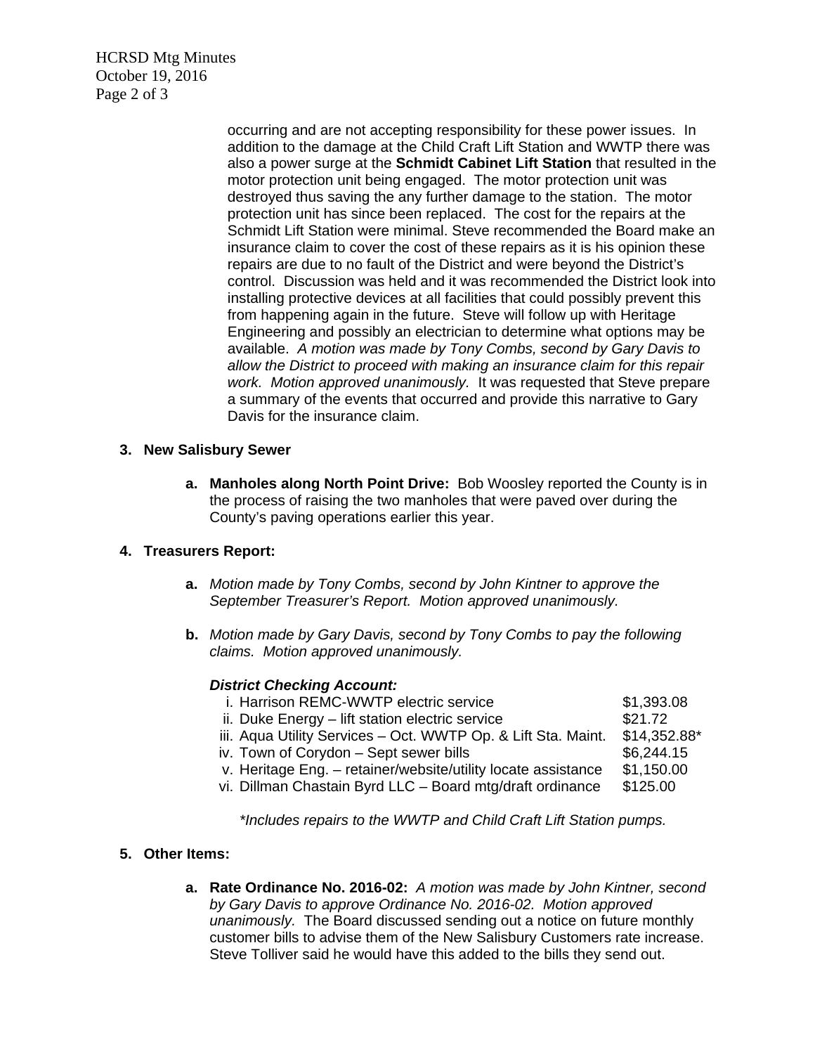occurring and are not accepting responsibility for these power issues. In addition to the damage at the Child Craft Lift Station and WWTP there was also a power surge at the **Schmidt Cabinet Lift Station** that resulted in the motor protection unit being engaged. The motor protection unit was destroyed thus saving the any further damage to the station. The motor protection unit has since been replaced. The cost for the repairs at the Schmidt Lift Station were minimal. Steve recommended the Board make an insurance claim to cover the cost of these repairs as it is his opinion these repairs are due to no fault of the District and were beyond the District's control. Discussion was held and it was recommended the District look into installing protective devices at all facilities that could possibly prevent this from happening again in the future. Steve will follow up with Heritage Engineering and possibly an electrician to determine what options may be available. *A motion was made by Tony Combs, second by Gary Davis to allow the District to proceed with making an insurance claim for this repair work. Motion approved unanimously.* It was requested that Steve prepare a summary of the events that occurred and provide this narrative to Gary Davis for the insurance claim.

**3. New Salisbury Sewer**

- **a. Manholes along North Point Drive:** Bob Woosley reported the County is in the process of raising the two manholes that were paved over during the County's paving operations earlier this year.

**4. Treasurers Report:**

- **a.** *Motion made by Tony Combs, second by John Kintner to approve the September Treasurer's Report. Motion approved unanimously.*
- **b.** *Motion made by Gary Davis, second by Tony Combs to pay the following claims. Motion approved unanimously.*

***District Checking Account:***

| | |
|---|---|
| i. Harrison REMC-WWTP electric service | $1,393.08 |
| ii. Duke Energy – lift station electric service | $21.72 |
| iii. Aqua Utility Services – Oct. WWTP Op. & Lift Sta. Maint. | $14,352.88* |
| iv. Town of Corydon – Sept sewer bills | $6,244.15 |
| v. Heritage Eng. – retainer/website/utility locate assistance | $1,150.00 |
| vi. Dillman Chastain Byrd LLC – Board mtg/draft ordinance | $125.00 |

*\*Includes repairs to the WWTP and Child Craft Lift Station pumps.*

**5. Other Items:**

- **a. Rate Ordinance No. 2016-02:** *A motion was made by John Kintner, second by Gary Davis to approve Ordinance No. 2016-02. Motion approved unanimously.* The Board discussed sending out a notice on future monthly customer bills to advise them of the New Salisbury Customers rate increase. Steve Tolliver said he would have this added to the bills they send out.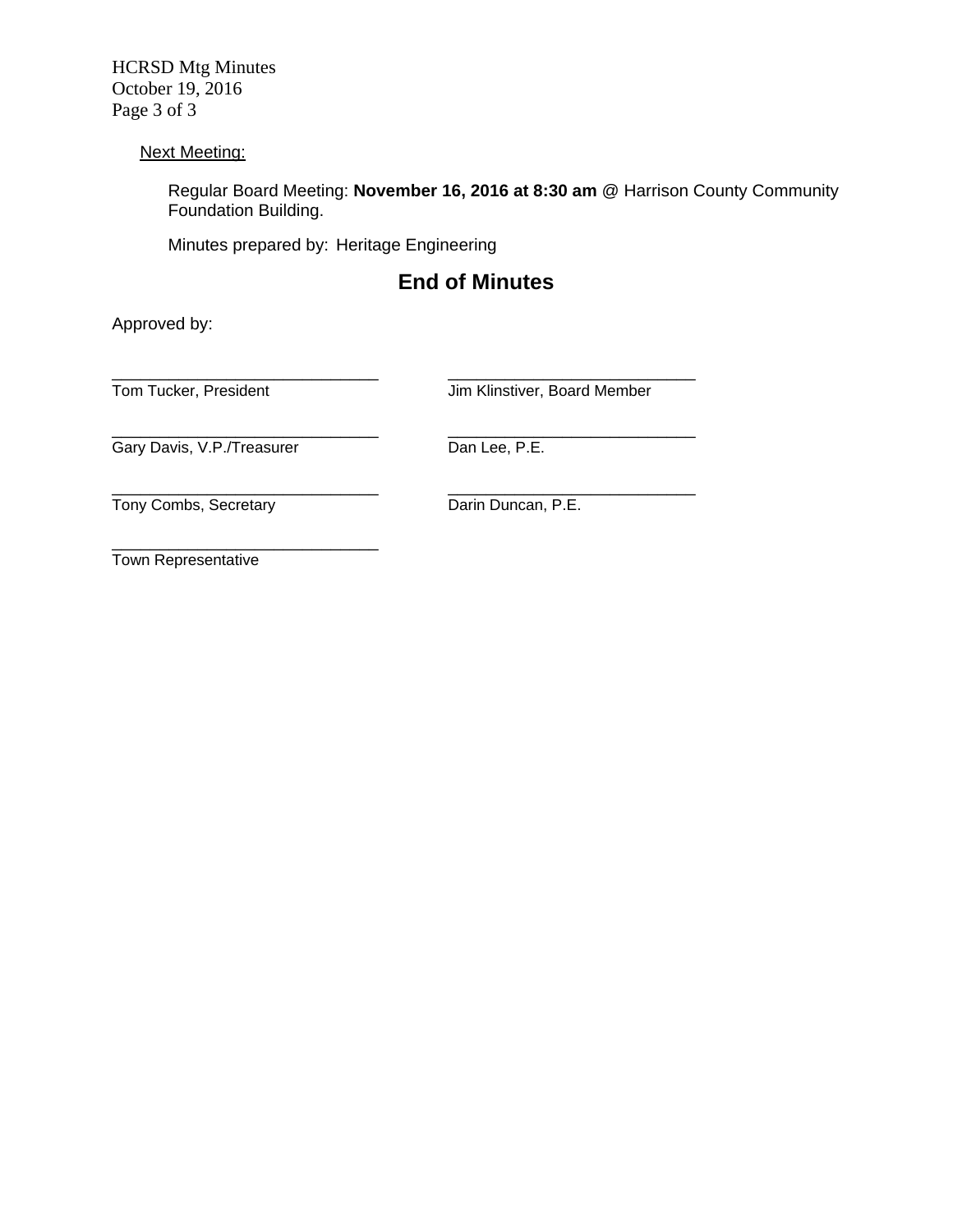Next Meeting:

Regular Board Meeting: **November 16, 2016 at 8:30 am** @ Harrison County Community Foundation Building.

Minutes prepared by: Heritage Engineering

## End of Minutes

Approved by:

| | |
|---|---|
| ____________________________ | ____________________________ |
| Tom Tucker, President | Jim Klinstiver, Board Member |
| ____________________________ | ____________________________ |
| Gary Davis, V.P./Treasurer | Dan Lee, P.E. |
| ____________________________ | ____________________________ |
| Tony Combs, Secretary | Darin Duncan, P.E. |
| ____________________________ | |
| Town Representative | |